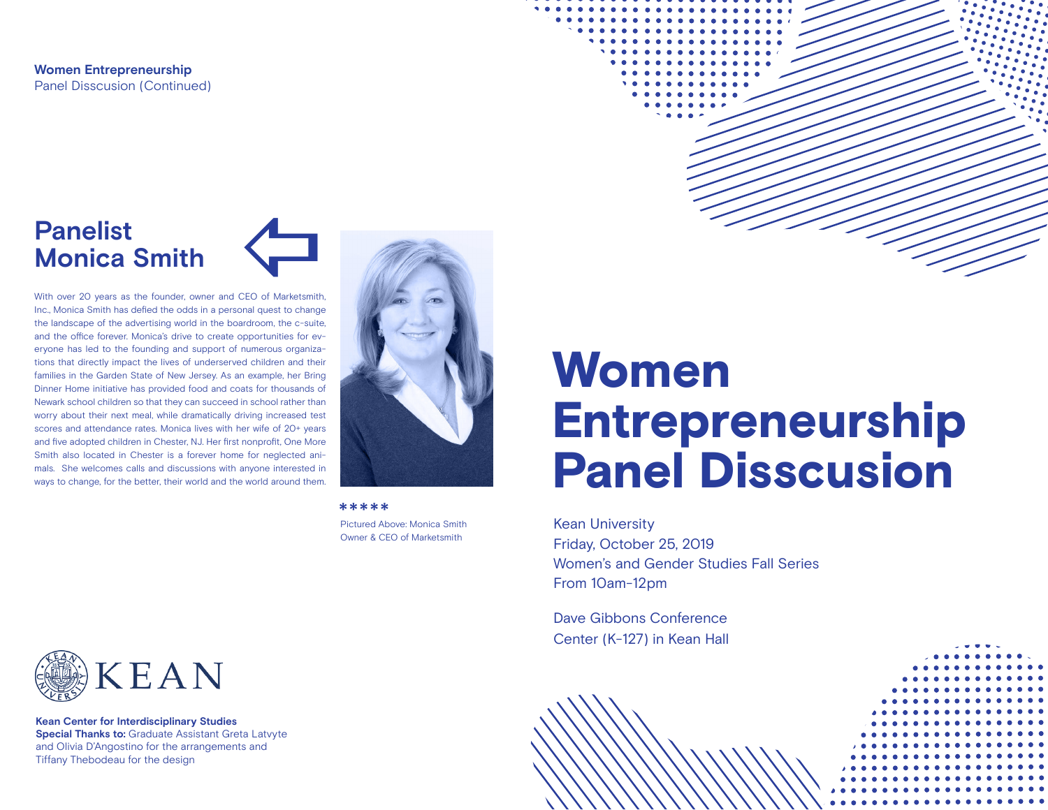**Women Entrepreneurship**
Panel Disscusion (Continued)

## Panelist Monica Smith

With over 20 years as the founder, owner and CEO of Marketsmith, Inc., Monica Smith has defied the odds in a personal quest to change the landscape of the advertising world in the boardroom, the c-suite, and the office forever. Monica's drive to create opportunities for everyone has led to the founding and support of numerous organizations that directly impact the lives of underserved children and their families in the Garden State of New Jersey. As an example, her Bring Dinner Home initiative has provided food and coats for thousands of Newark school children so that they can succeed in school rather than worry about their next meal, while dramatically driving increased test scores and attendance rates. Monica lives with her wife of 20+ years and five adopted children in Chester, NJ. Her first nonprofit, One More Smith also located in Chester is a forever home for neglected animals. She welcomes calls and discussions with anyone interested in ways to change, for the better, their world and the world around them.

*****

Pictured Above: Monica Smith
Owner & CEO of Marketsmith

KEAN

**Kean Center for Interdisciplinary Studies**
**Special Thanks to:** Graduate Assistant Greta Latvyte and Olivia D'Angostino for the arrangements and Tiffany Thebodeau for the design

# Women Entrepreneurship Panel Disscusion

Kean University
Friday, October 25, 2019
Women's and Gender Studies Fall Series
From 10am-12pm

Dave Gibbons Conference
Center (K-127) in Kean Hall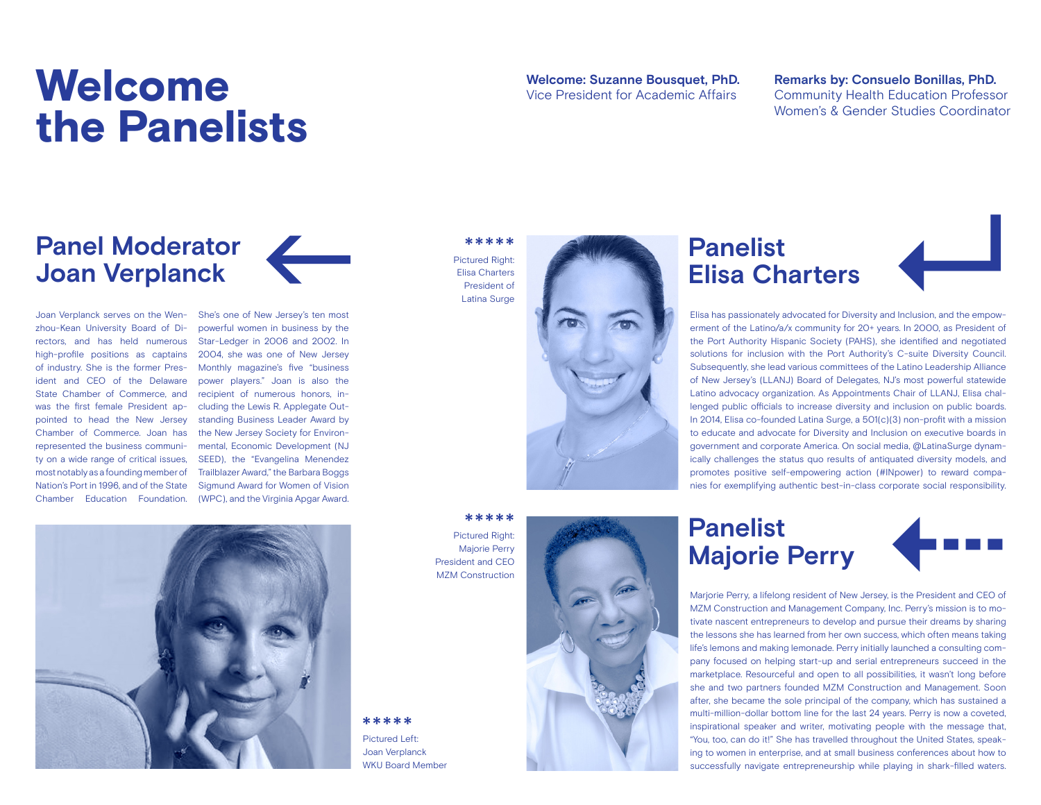# Welcome the Panelists

**Welcome: Suzanne Bousquet, PhD.**
Vice President for Academic Affairs

**Remarks by: Consuelo Bonillas, PhD.**
Community Health Education Professor
Women's & Gender Studies Coordinator

## Panel Moderator Joan Verplanck

Joan Verplanck serves on the Wenzhou-Kean University Board of Directors, and has held numerous high-profile positions as captains of industry. She is the former President and CEO of the Delaware State Chamber of Commerce, and was the first female President appointed to head the New Jersey Chamber of Commerce. Joan has represented the business community on a wide range of critical issues, most notably as a founding member of Nation's Port in 1996, and of the State Chamber Education Foundation. She's one of New Jersey's ten most powerful women in business by the Star-Ledger in 2006 and 2002. In 2004, she was one of New Jersey Monthly magazine's five "business power players." Joan is also the recipient of numerous honors, including the Lewis R. Applegate Outstanding Business Leader Award by the New Jersey Society for Environmental, Economic Development (NJ SEED), the "Evangelina Menendez Trailblazer Award," the Barbara Boggs Sigmund Award for Women of Vision (WPC), and the Virginia Apgar Award.

*****

Pictured Left:
Joan Verplanck
WKU Board Member

*****

Pictured Right:
Elisa Charters
President of
Latina Surge

## Panelist Elisa Charters

Elisa has passionately advocated for Diversity and Inclusion, and the empowerment of the Latino/a/x community for 20+ years. In 2000, as President of the Port Authority Hispanic Society (PAHS), she identified and negotiated solutions for inclusion with the Port Authority's C-suite Diversity Council. Subsequently, she lead various committees of the Latino Leadership Alliance of New Jersey's (LLANJ) Board of Delegates, NJ's most powerful statewide Latino advocacy organization. As Appointments Chair of LLANJ, Elisa challenged public officials to increase diversity and inclusion on public boards. In 2014, Elisa co-founded Latina Surge, a 501(c)(3) non-profit with a mission to educate and advocate for Diversity and Inclusion on executive boards in government and corporate America. On social media, @LatinaSurge dynamically challenges the status quo results of antiquated diversity models, and promotes positive self-empowering action (#INpower) to reward companies for exemplifying authentic best-in-class corporate social responsibility.

*****

Pictured Right:
Majorie Perry
President and CEO
MZM Construction

## Panelist Majorie Perry

Marjorie Perry, a lifelong resident of New Jersey, is the President and CEO of MZM Construction and Management Company, Inc. Perry's mission is to motivate nascent entrepreneurs to develop and pursue their dreams by sharing the lessons she has learned from her own success, which often means taking life's lemons and making lemonade. Perry initially launched a consulting company focused on helping start-up and serial entrepreneurs succeed in the marketplace. Resourceful and open to all possibilities, it wasn't long before she and two partners founded MZM Construction and Management. Soon after, she became the sole principal of the company, which has sustained a multi-million-dollar bottom line for the last 24 years. Perry is now a coveted, inspirational speaker and writer, motivating people with the message that, "You, too, can do it!" She has travelled throughout the United States, speaking to women in enterprise, and at small business conferences about how to successfully navigate entrepreneurship while playing in shark-filled waters.